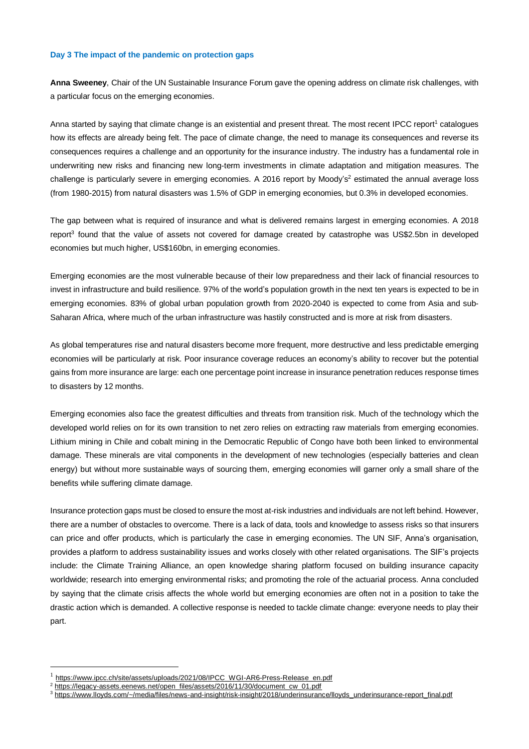## Day 3 The impact of the pandemic on protection gaps

**Anna Sweeney**, Chair of the UN Sustainable Insurance Forum gave the opening address on climate risk challenges, with a particular focus on the emerging economies.

Anna started by saying that climate change is an existential and present threat. The most recent IPCC report[1] catalogues how its effects are already being felt. The pace of climate change, the need to manage its consequences and reverse its consequences requires a challenge and an opportunity for the insurance industry. The industry has a fundamental role in underwriting new risks and financing new long-term investments in climate adaptation and mitigation measures. The challenge is particularly severe in emerging economies. A 2016 report by Moody's[2] estimated the annual average loss (from 1980-2015) from natural disasters was 1.5% of GDP in emerging economies, but 0.3% in developed economies.

The gap between what is required of insurance and what is delivered remains largest in emerging economies. A 2018 report[3] found that the value of assets not covered for damage created by catastrophe was US$2.5bn in developed economies but much higher, US$160bn, in emerging economies.

Emerging economies are the most vulnerable because of their low preparedness and their lack of financial resources to invest in infrastructure and build resilience. 97% of the world's population growth in the next ten years is expected to be in emerging economies. 83% of global urban population growth from 2020-2040 is expected to come from Asia and sub-Saharan Africa, where much of the urban infrastructure was hastily constructed and is more at risk from disasters.

As global temperatures rise and natural disasters become more frequent, more destructive and less predictable emerging economies will be particularly at risk. Poor insurance coverage reduces an economy's ability to recover but the potential gains from more insurance are large: each one percentage point increase in insurance penetration reduces response times to disasters by 12 months.

Emerging economies also face the greatest difficulties and threats from transition risk. Much of the technology which the developed world relies on for its own transition to net zero relies on extracting raw materials from emerging economies. Lithium mining in Chile and cobalt mining in the Democratic Republic of Congo have both been linked to environmental damage. These minerals are vital components in the development of new technologies (especially batteries and clean energy) but without more sustainable ways of sourcing them, emerging economies will garner only a small share of the benefits while suffering climate damage.

Insurance protection gaps must be closed to ensure the most at-risk industries and individuals are not left behind. However, there are a number of obstacles to overcome. There is a lack of data, tools and knowledge to assess risks so that insurers can price and offer products, which is particularly the case in emerging economies. The UN SIF, Anna's organisation, provides a platform to address sustainability issues and works closely with other related organisations. The SIF's projects include: the Climate Training Alliance, an open knowledge sharing platform focused on building insurance capacity worldwide; research into emerging environmental risks; and promoting the role of the actuarial process. Anna concluded by saying that the climate crisis affects the whole world but emerging economies are often not in a position to take the drastic action which is demanded. A collective response is needed to tackle climate change: everyone needs to play their part.

---

[1] https://www.ipcc.ch/site/assets/uploads/2021/08/IPCC_WGI-AR6-Press-Release_en.pdf

[2] https://legacy-assets.eenews.net/open_files/assets/2016/11/30/document_cw_01.pdf

[3] https://www.lloyds.com/~/media/files/news-and-insight/risk-insight/2018/underinsurance/lloyds_underinsurance-report_final.pdf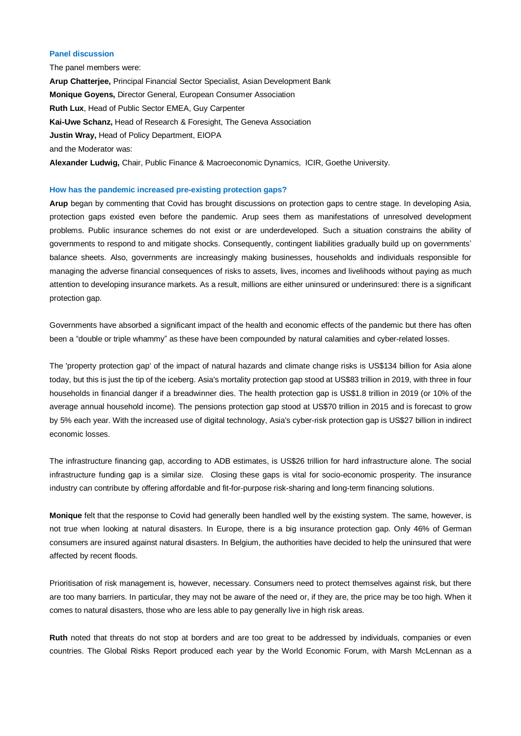### Panel discussion

The panel members were:

**Arup Chatterjee,** Principal Financial Sector Specialist, Asian Development Bank

**Monique Goyens,** Director General, European Consumer Association

**Ruth Lux**, Head of Public Sector EMEA, Guy Carpenter

**Kai-Uwe Schanz,** Head of Research & Foresight, The Geneva Association

**Justin Wray,** Head of Policy Department, EIOPA

and the Moderator was:

**Alexander Ludwig,** Chair, Public Finance & Macroeconomic Dynamics, ICIR, Goethe University.

### How has the pandemic increased pre-existing protection gaps?

**Arup** began by commenting that Covid has brought discussions on protection gaps to centre stage. In developing Asia, protection gaps existed even before the pandemic. Arup sees them as manifestations of unresolved development problems. Public insurance schemes do not exist or are underdeveloped. Such a situation constrains the ability of governments to respond to and mitigate shocks. Consequently, contingent liabilities gradually build up on governments' balance sheets. Also, governments are increasingly making businesses, households and individuals responsible for managing the adverse financial consequences of risks to assets, lives, incomes and livelihoods without paying as much attention to developing insurance markets. As a result, millions are either uninsured or underinsured: there is a significant protection gap.

Governments have absorbed a significant impact of the health and economic effects of the pandemic but there has often been a "double or triple whammy" as these have been compounded by natural calamities and cyber-related losses.

The 'property protection gap' of the impact of natural hazards and climate change risks is US$134 billion for Asia alone today, but this is just the tip of the iceberg. Asia's mortality protection gap stood at US$83 trillion in 2019, with three in four households in financial danger if a breadwinner dies. The health protection gap is US$1.8 trillion in 2019 (or 10% of the average annual household income). The pensions protection gap stood at US$70 trillion in 2015 and is forecast to grow by 5% each year. With the increased use of digital technology, Asia's cyber-risk protection gap is US$27 billion in indirect economic losses.

The infrastructure financing gap, according to ADB estimates, is US$26 trillion for hard infrastructure alone. The social infrastructure funding gap is a similar size. Closing these gaps is vital for socio-economic prosperity. The insurance industry can contribute by offering affordable and fit-for-purpose risk-sharing and long-term financing solutions.

**Monique** felt that the response to Covid had generally been handled well by the existing system. The same, however, is not true when looking at natural disasters. In Europe, there is a big insurance protection gap. Only 46% of German consumers are insured against natural disasters. In Belgium, the authorities have decided to help the uninsured that were affected by recent floods.

Prioritisation of risk management is, however, necessary. Consumers need to protect themselves against risk, but there are too many barriers. In particular, they may not be aware of the need or, if they are, the price may be too high. When it comes to natural disasters, those who are less able to pay generally live in high risk areas.

**Ruth** noted that threats do not stop at borders and are too great to be addressed by individuals, companies or even countries. The Global Risks Report produced each year by the World Economic Forum, with Marsh McLennan as a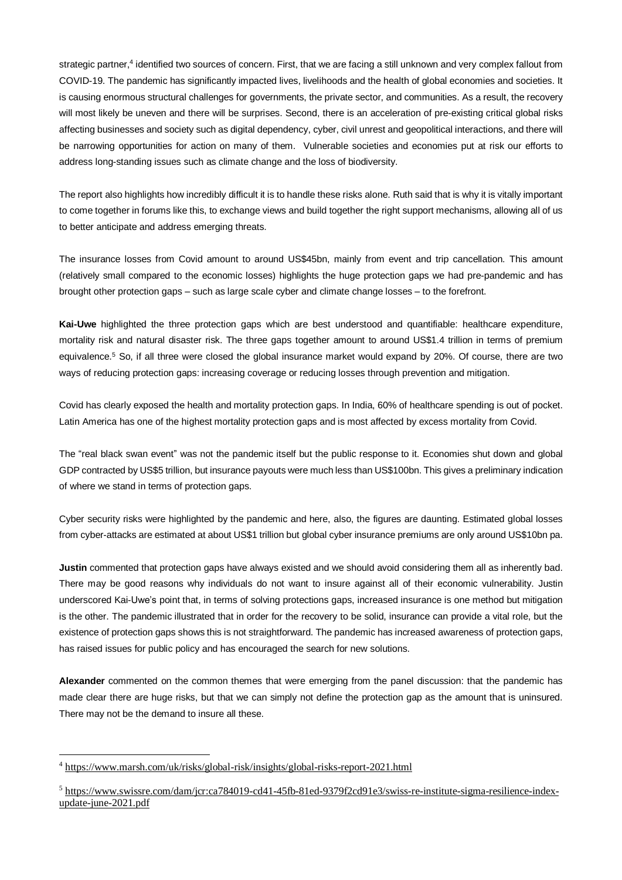strategic partner,[4] identified two sources of concern. First, that we are facing a still unknown and very complex fallout from COVID-19. The pandemic has significantly impacted lives, livelihoods and the health of global economies and societies. It is causing enormous structural challenges for governments, the private sector, and communities. As a result, the recovery will most likely be uneven and there will be surprises. Second, there is an acceleration of pre-existing critical global risks affecting businesses and society such as digital dependency, cyber, civil unrest and geopolitical interactions, and there will be narrowing opportunities for action on many of them. Vulnerable societies and economies put at risk our efforts to address long-standing issues such as climate change and the loss of biodiversity.

The report also highlights how incredibly difficult it is to handle these risks alone. Ruth said that is why it is vitally important to come together in forums like this, to exchange views and build together the right support mechanisms, allowing all of us to better anticipate and address emerging threats.

The insurance losses from Covid amount to around US$45bn, mainly from event and trip cancellation. This amount (relatively small compared to the economic losses) highlights the huge protection gaps we had pre-pandemic and has brought other protection gaps – such as large scale cyber and climate change losses – to the forefront.

**Kai-Uwe** highlighted the three protection gaps which are best understood and quantifiable: healthcare expenditure, mortality risk and natural disaster risk. The three gaps together amount to around US$1.4 trillion in terms of premium equivalence.[5] So, if all three were closed the global insurance market would expand by 20%. Of course, there are two ways of reducing protection gaps: increasing coverage or reducing losses through prevention and mitigation.

Covid has clearly exposed the health and mortality protection gaps. In India, 60% of healthcare spending is out of pocket. Latin America has one of the highest mortality protection gaps and is most affected by excess mortality from Covid.

The "real black swan event" was not the pandemic itself but the public response to it. Economies shut down and global GDP contracted by US$5 trillion, but insurance payouts were much less than US$100bn. This gives a preliminary indication of where we stand in terms of protection gaps.

Cyber security risks were highlighted by the pandemic and here, also, the figures are daunting. Estimated global losses from cyber-attacks are estimated at about US$1 trillion but global cyber insurance premiums are only around US$10bn pa.

**Justin** commented that protection gaps have always existed and we should avoid considering them all as inherently bad. There may be good reasons why individuals do not want to insure against all of their economic vulnerability. Justin underscored Kai-Uwe's point that, in terms of solving protections gaps, increased insurance is one method but mitigation is the other. The pandemic illustrated that in order for the recovery to be solid, insurance can provide a vital role, but the existence of protection gaps shows this is not straightforward. The pandemic has increased awareness of protection gaps, has raised issues for public policy and has encouraged the search for new solutions.

**Alexander** commented on the common themes that were emerging from the panel discussion: that the pandemic has made clear there are huge risks, but that we can simply not define the protection gap as the amount that is uninsured. There may not be the demand to insure all these.

---

[4] https://www.marsh.com/uk/risks/global-risk/insights/global-risks-report-2021.html

[5] https://www.swissre.com/dam/jcr:ca784019-cd41-45fb-81ed-9379f2cd91e3/swiss-re-institute-sigma-resilience-index-update-june-2021.pdf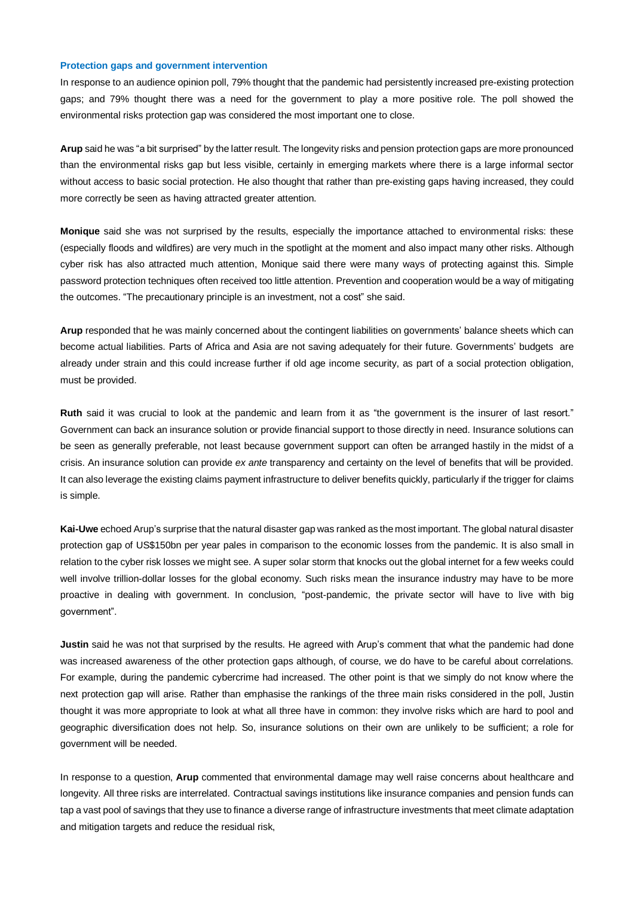### Protection gaps and government intervention

In response to an audience opinion poll, 79% thought that the pandemic had persistently increased pre-existing protection gaps; and 79% thought there was a need for the government to play a more positive role. The poll showed the environmental risks protection gap was considered the most important one to close.

**Arup** said he was "a bit surprised" by the latter result. The longevity risks and pension protection gaps are more pronounced than the environmental risks gap but less visible, certainly in emerging markets where there is a large informal sector without access to basic social protection. He also thought that rather than pre-existing gaps having increased, they could more correctly be seen as having attracted greater attention.

**Monique** said she was not surprised by the results, especially the importance attached to environmental risks: these (especially floods and wildfires) are very much in the spotlight at the moment and also impact many other risks. Although cyber risk has also attracted much attention, Monique said there were many ways of protecting against this. Simple password protection techniques often received too little attention. Prevention and cooperation would be a way of mitigating the outcomes. "The precautionary principle is an investment, not a cost" she said.

**Arup** responded that he was mainly concerned about the contingent liabilities on governments' balance sheets which can become actual liabilities. Parts of Africa and Asia are not saving adequately for their future. Governments' budgets are already under strain and this could increase further if old age income security, as part of a social protection obligation, must be provided.

**Ruth** said it was crucial to look at the pandemic and learn from it as "the government is the insurer of last resort." Government can back an insurance solution or provide financial support to those directly in need. Insurance solutions can be seen as generally preferable, not least because government support can often be arranged hastily in the midst of a crisis. An insurance solution can provide *ex ante* transparency and certainty on the level of benefits that will be provided. It can also leverage the existing claims payment infrastructure to deliver benefits quickly, particularly if the trigger for claims is simple.

**Kai-Uwe** echoed Arup's surprise that the natural disaster gap was ranked as the most important. The global natural disaster protection gap of US$150bn per year pales in comparison to the economic losses from the pandemic. It is also small in relation to the cyber risk losses we might see. A super solar storm that knocks out the global internet for a few weeks could well involve trillion-dollar losses for the global economy. Such risks mean the insurance industry may have to be more proactive in dealing with government. In conclusion, "post-pandemic, the private sector will have to live with big government".

**Justin** said he was not that surprised by the results. He agreed with Arup's comment that what the pandemic had done was increased awareness of the other protection gaps although, of course, we do have to be careful about correlations. For example, during the pandemic cybercrime had increased. The other point is that we simply do not know where the next protection gap will arise. Rather than emphasise the rankings of the three main risks considered in the poll, Justin thought it was more appropriate to look at what all three have in common: they involve risks which are hard to pool and geographic diversification does not help. So, insurance solutions on their own are unlikely to be sufficient; a role for government will be needed.

In response to a question, **Arup** commented that environmental damage may well raise concerns about healthcare and longevity. All three risks are interrelated. Contractual savings institutions like insurance companies and pension funds can tap a vast pool of savings that they use to finance a diverse range of infrastructure investments that meet climate adaptation and mitigation targets and reduce the residual risk,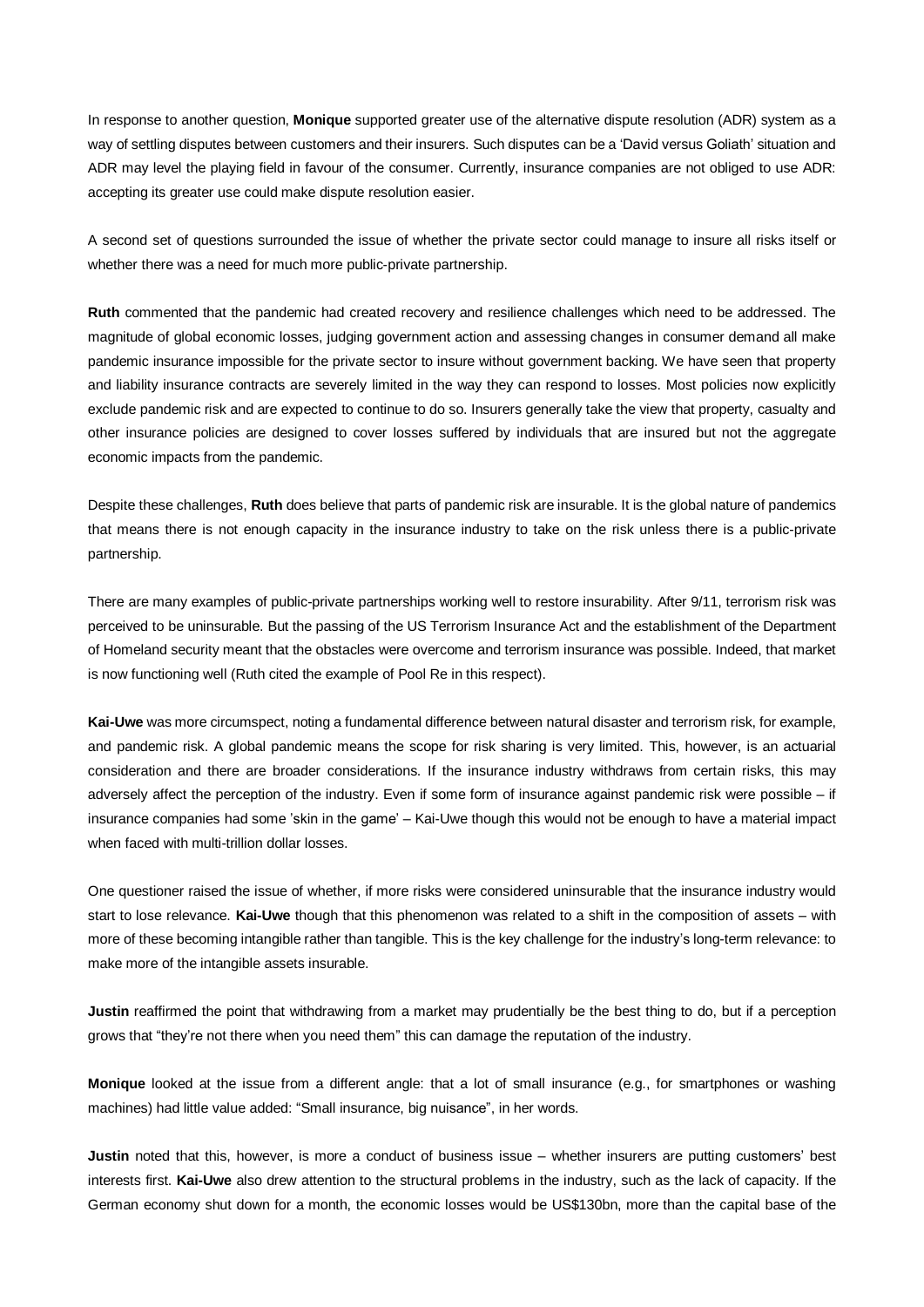In response to another question, **Monique** supported greater use of the alternative dispute resolution (ADR) system as a way of settling disputes between customers and their insurers. Such disputes can be a 'David versus Goliath' situation and ADR may level the playing field in favour of the consumer. Currently, insurance companies are not obliged to use ADR: accepting its greater use could make dispute resolution easier.

A second set of questions surrounded the issue of whether the private sector could manage to insure all risks itself or whether there was a need for much more public-private partnership.

**Ruth** commented that the pandemic had created recovery and resilience challenges which need to be addressed. The magnitude of global economic losses, judging government action and assessing changes in consumer demand all make pandemic insurance impossible for the private sector to insure without government backing. We have seen that property and liability insurance contracts are severely limited in the way they can respond to losses. Most policies now explicitly exclude pandemic risk and are expected to continue to do so. Insurers generally take the view that property, casualty and other insurance policies are designed to cover losses suffered by individuals that are insured but not the aggregate economic impacts from the pandemic.

Despite these challenges, **Ruth** does believe that parts of pandemic risk are insurable. It is the global nature of pandemics that means there is not enough capacity in the insurance industry to take on the risk unless there is a public-private partnership.

There are many examples of public-private partnerships working well to restore insurability. After 9/11, terrorism risk was perceived to be uninsurable. But the passing of the US Terrorism Insurance Act and the establishment of the Department of Homeland security meant that the obstacles were overcome and terrorism insurance was possible. Indeed, that market is now functioning well (Ruth cited the example of Pool Re in this respect).

**Kai-Uwe** was more circumspect, noting a fundamental difference between natural disaster and terrorism risk, for example, and pandemic risk. A global pandemic means the scope for risk sharing is very limited. This, however, is an actuarial consideration and there are broader considerations. If the insurance industry withdraws from certain risks, this may adversely affect the perception of the industry. Even if some form of insurance against pandemic risk were possible – if insurance companies had some 'skin in the game' – Kai-Uwe though this would not be enough to have a material impact when faced with multi-trillion dollar losses.

One questioner raised the issue of whether, if more risks were considered uninsurable that the insurance industry would start to lose relevance. **Kai-Uwe** though that this phenomenon was related to a shift in the composition of assets – with more of these becoming intangible rather than tangible. This is the key challenge for the industry's long-term relevance: to make more of the intangible assets insurable.

**Justin** reaffirmed the point that withdrawing from a market may prudentially be the best thing to do, but if a perception grows that "they're not there when you need them" this can damage the reputation of the industry.

**Monique** looked at the issue from a different angle: that a lot of small insurance (e.g., for smartphones or washing machines) had little value added: "Small insurance, big nuisance", in her words.

**Justin** noted that this, however, is more a conduct of business issue – whether insurers are putting customers' best interests first. **Kai-Uwe** also drew attention to the structural problems in the industry, such as the lack of capacity. If the German economy shut down for a month, the economic losses would be US$130bn, more than the capital base of the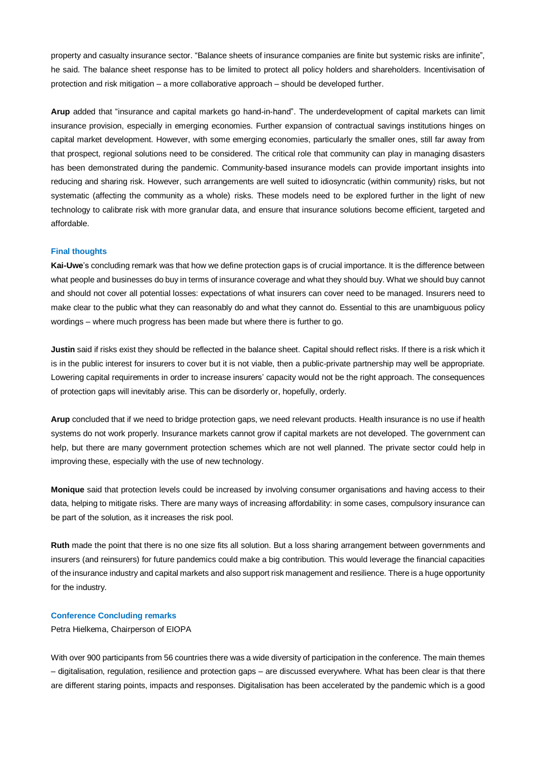property and casualty insurance sector. “Balance sheets of insurance companies are finite but systemic risks are infinite”, he said. The balance sheet response has to be limited to protect all policy holders and shareholders. Incentivisation of protection and risk mitigation – a more collaborative approach – should be developed further.

**Arup** added that “insurance and capital markets go hand-in-hand”. The underdevelopment of capital markets can limit insurance provision, especially in emerging economies. Further expansion of contractual savings institutions hinges on capital market development. However, with some emerging economies, particularly the smaller ones, still far away from that prospect, regional solutions need to be considered. The critical role that community can play in managing disasters has been demonstrated during the pandemic. Community-based insurance models can provide important insights into reducing and sharing risk. However, such arrangements are well suited to idiosyncratic (within community) risks, but not systematic (affecting the community as a whole) risks. These models need to be explored further in the light of new technology to calibrate risk with more granular data, and ensure that insurance solutions become efficient, targeted and affordable.

### Final thoughts

**Kai-Uwe**’s concluding remark was that how we define protection gaps is of crucial importance. It is the difference between what people and businesses do buy in terms of insurance coverage and what they should buy. What we should buy cannot and should not cover all potential losses: expectations of what insurers can cover need to be managed. Insurers need to make clear to the public what they can reasonably do and what they cannot do. Essential to this are unambiguous policy wordings – where much progress has been made but where there is further to go.

**Justin** said if risks exist they should be reflected in the balance sheet. Capital should reflect risks. If there is a risk which it is in the public interest for insurers to cover but it is not viable, then a public-private partnership may well be appropriate. Lowering capital requirements in order to increase insurers’ capacity would not be the right approach. The consequences of protection gaps will inevitably arise. This can be disorderly or, hopefully, orderly.

**Arup** concluded that if we need to bridge protection gaps, we need relevant products. Health insurance is no use if health systems do not work properly. Insurance markets cannot grow if capital markets are not developed. The government can help, but there are many government protection schemes which are not well planned. The private sector could help in improving these, especially with the use of new technology.

**Monique** said that protection levels could be increased by involving consumer organisations and having access to their data, helping to mitigate risks. There are many ways of increasing affordability: in some cases, compulsory insurance can be part of the solution, as it increases the risk pool.

**Ruth** made the point that there is no one size fits all solution. But a loss sharing arrangement between governments and insurers (and reinsurers) for future pandemics could make a big contribution. This would leverage the financial capacities of the insurance industry and capital markets and also support risk management and resilience. There is a huge opportunity for the industry.

### Conference Concluding remarks

Petra Hielkema, Chairperson of EIOPA

With over 900 participants from 56 countries there was a wide diversity of participation in the conference. The main themes – digitalisation, regulation, resilience and protection gaps – are discussed everywhere. What has been clear is that there are different staring points, impacts and responses. Digitalisation has been accelerated by the pandemic which is a good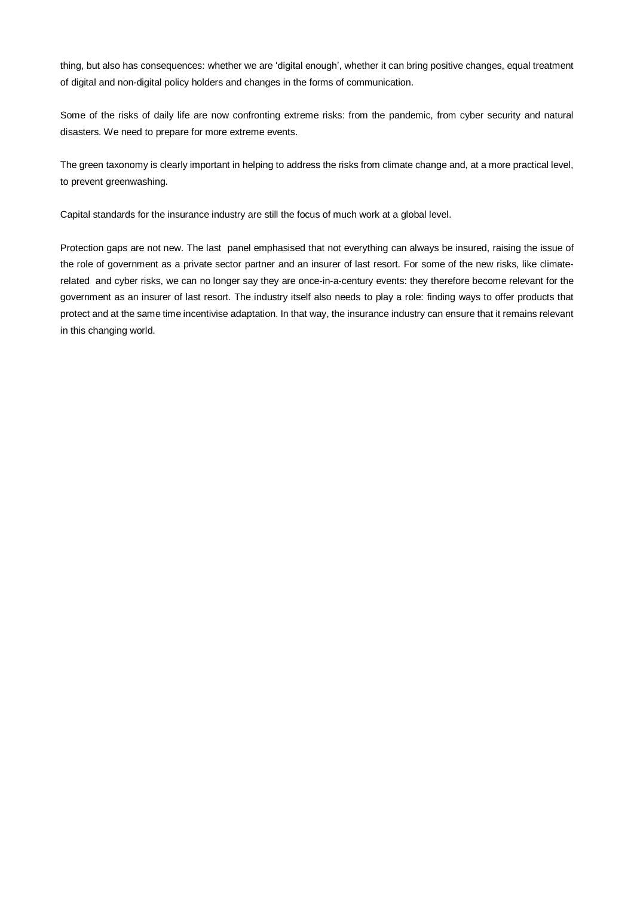thing, but also has consequences: whether we are 'digital enough', whether it can bring positive changes, equal treatment of digital and non-digital policy holders and changes in the forms of communication.

Some of the risks of daily life are now confronting extreme risks: from the pandemic, from cyber security and natural disasters. We need to prepare for more extreme events.

The green taxonomy is clearly important in helping to address the risks from climate change and, at a more practical level, to prevent greenwashing.

Capital standards for the insurance industry are still the focus of much work at a global level.

Protection gaps are not new. The last panel emphasised that not everything can always be insured, raising the issue of the role of government as a private sector partner and an insurer of last resort. For some of the new risks, like climate-related and cyber risks, we can no longer say they are once-in-a-century events: they therefore become relevant for the government as an insurer of last resort. The industry itself also needs to play a role: finding ways to offer products that protect and at the same time incentivise adaptation. In that way, the insurance industry can ensure that it remains relevant in this changing world.